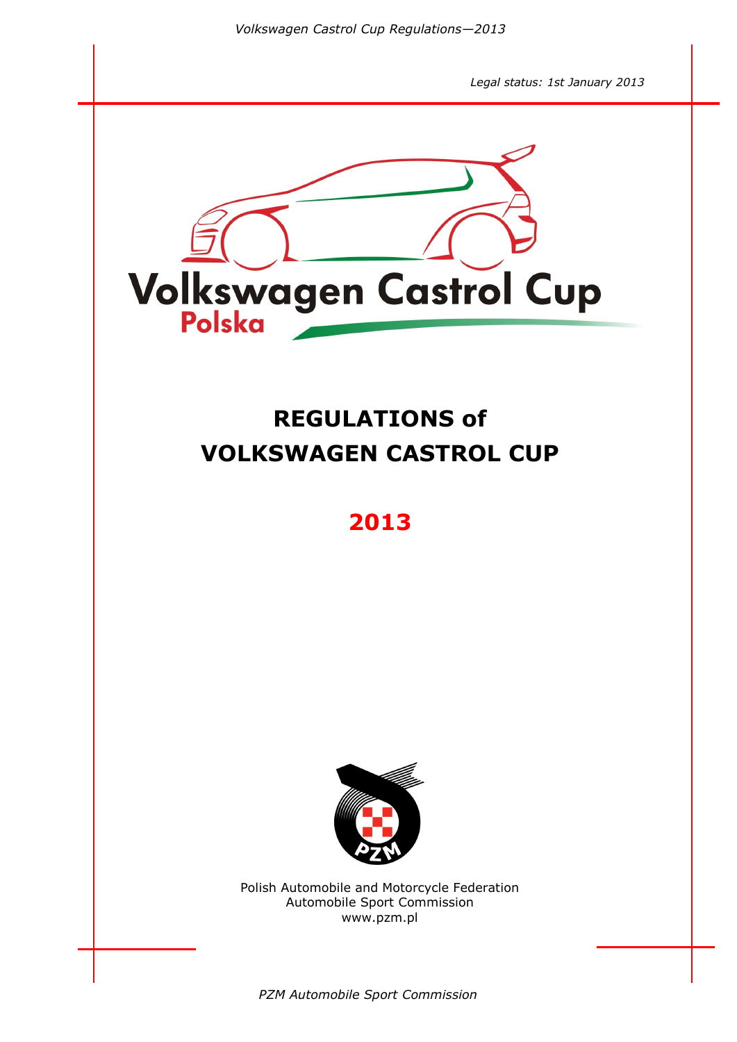*Legal status: 1st January 2013*

Volkswagen Castrol Cup
Polska

# REGULATIONS of VOLKSWAGEN CASTROL CUP

## 2013

Polish Automobile and Motorcycle Federation
Automobile Sport Commission
www.pzm.pl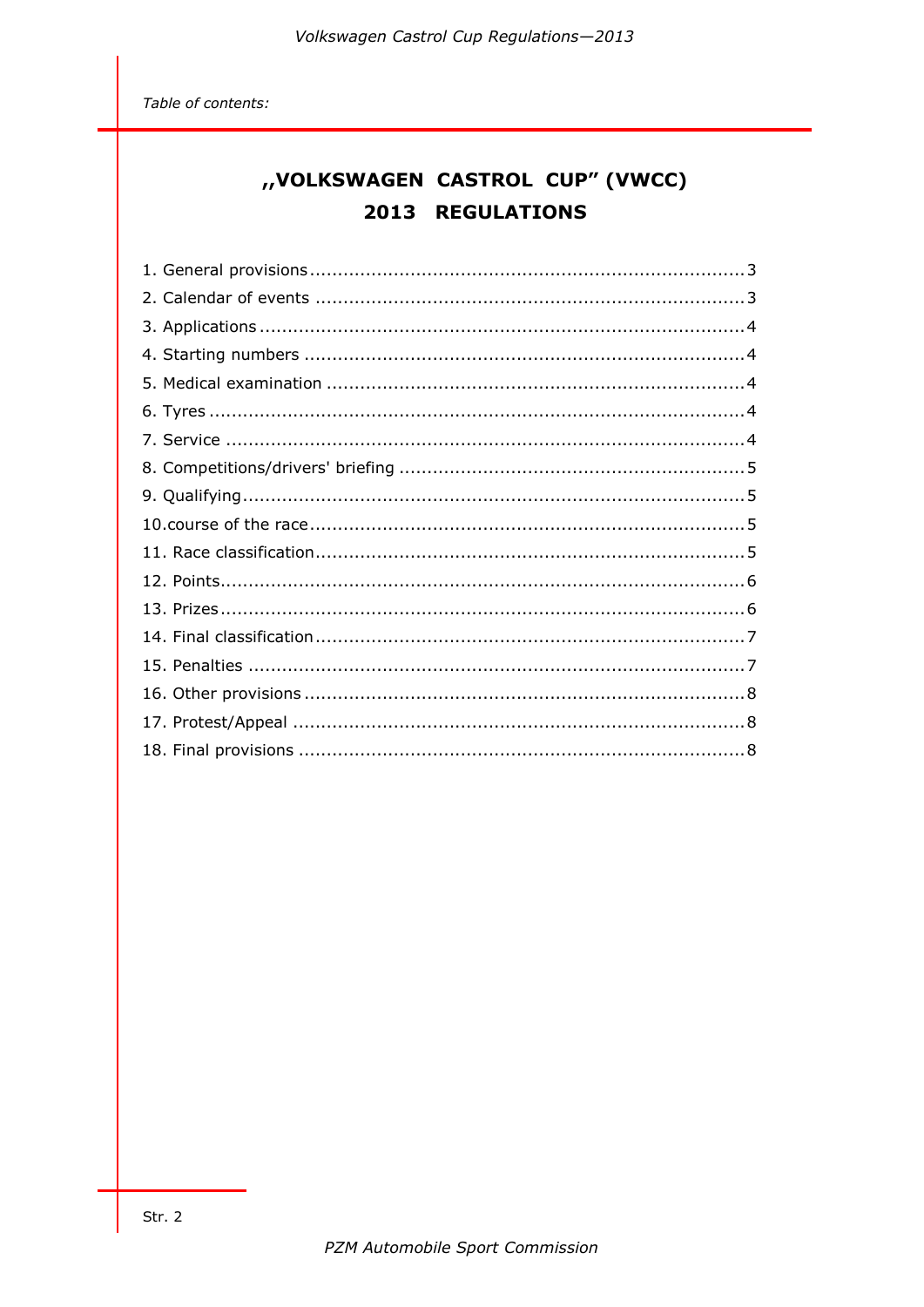*Table of contents:*

# ,,VOLKSWAGEN CASTROL CUP" (VWCC) 2013 REGULATIONS

1. General provisions .......... 3
2. Calendar of events .......... 3
3. Applications .......... 4
4. Starting numbers .......... 4
5. Medical examination .......... 4
6. Tyres .......... 4
7. Service .......... 4
8. Competitions/drivers' briefing .......... 5
9. Qualifying .......... 5
10. course of the race .......... 5
11. Race classification .......... 5
12. Points .......... 6
13. Prizes .......... 6
14. Final classification .......... 7
15. Penalties .......... 7
16. Other provisions .......... 8
17. Protest/Appeal .......... 8
18. Final provisions .......... 8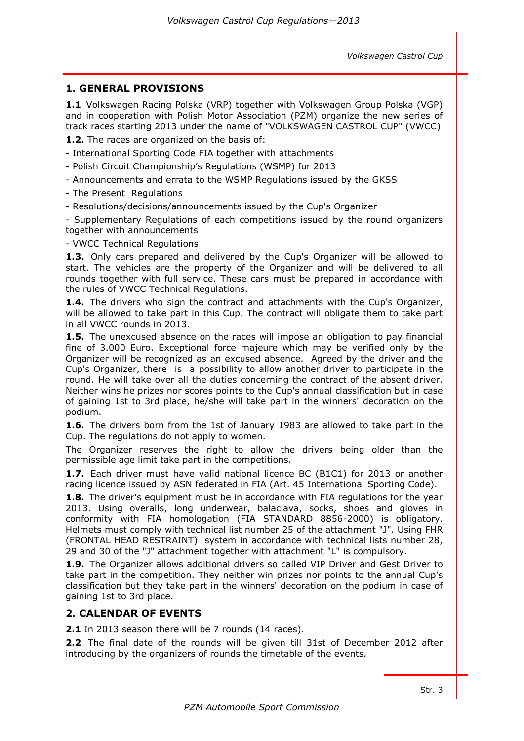## 1. GENERAL PROVISIONS

**1.1** Volkswagen Racing Polska (VRP) together with Volkswagen Group Polska (VGP) and in cooperation with Polish Motor Association (PZM) organize the new series of track races starting 2013 under the name of "VOLKSWAGEN CASTROL CUP" (VWCC)

**1.2.** The races are organized on the basis of:

- International Sporting Code FIA together with attachments
- Polish Circuit Championship's Regulations (WSMP) for 2013
- Announcements and errata to the WSMP Regulations issued by the GKSS
- The Present Regulations
- Resolutions/decisions/announcements issued by the Cup's Organizer
- Supplementary Regulations of each competitions issued by the round organizers together with announcements
- VWCC Technical Regulations

**1.3.** Only cars prepared and delivered by the Cup's Organizer will be allowed to start. The vehicles are the property of the Organizer and will be delivered to all rounds together with full service. These cars must be prepared in accordance with the rules of VWCC Technical Regulations.

**1.4.** The drivers who sign the contract and attachments with the Cup's Organizer, will be allowed to take part in this Cup. The contract will obligate them to take part in all VWCC rounds in 2013.

**1.5.** The unexcused absence on the races will impose an obligation to pay financial fine of 3.000 Euro. Exceptional force majeure which may be verified only by the Organizer will be recognized as an excused absence. Agreed by the driver and the Cup's Organizer, there is a possibility to allow another driver to participate in the round. He will take over all the duties concerning the contract of the absent driver. Neither wins he prizes nor scores points to the Cup's annual classification but in case of gaining 1st to 3rd place, he/she will take part in the winners' decoration on the podium.

**1.6.** The drivers born from the 1st of January 1983 are allowed to take part in the Cup. The regulations do not apply to women.

The Organizer reserves the right to allow the drivers being older than the permissible age limit take part in the competitions.

**1.7.** Each driver must have valid national licence BC (B1C1) for 2013 or another racing licence issued by ASN federated in FIA (Art. 45 International Sporting Code).

**1.8.** The driver's equipment must be in accordance with FIA regulations for the year 2013. Using overalls, long underwear, balaclava, socks, shoes and gloves in conformity with FIA homologation (FIA STANDARD 8856-2000) is obligatory. Helmets must comply with technical list number 25 of the attachment "J". Using FHR (FRONTAL HEAD RESTRAINT) system in accordance with technical lists number 28, 29 and 30 of the "J" attachment together with attachment "L" is compulsory.

**1.9.** The Organizer allows additional drivers so called VIP Driver and Gest Driver to take part in the competition. They neither win prizes nor points to the annual Cup's classification but they take part in the winners' decoration on the podium in case of gaining 1st to 3rd place.

## 2. CALENDAR OF EVENTS

**2.1** In 2013 season there will be 7 rounds (14 races).

**2.2** The final date of the rounds will be given till 31st of December 2012 after introducing by the organizers of rounds the timetable of the events.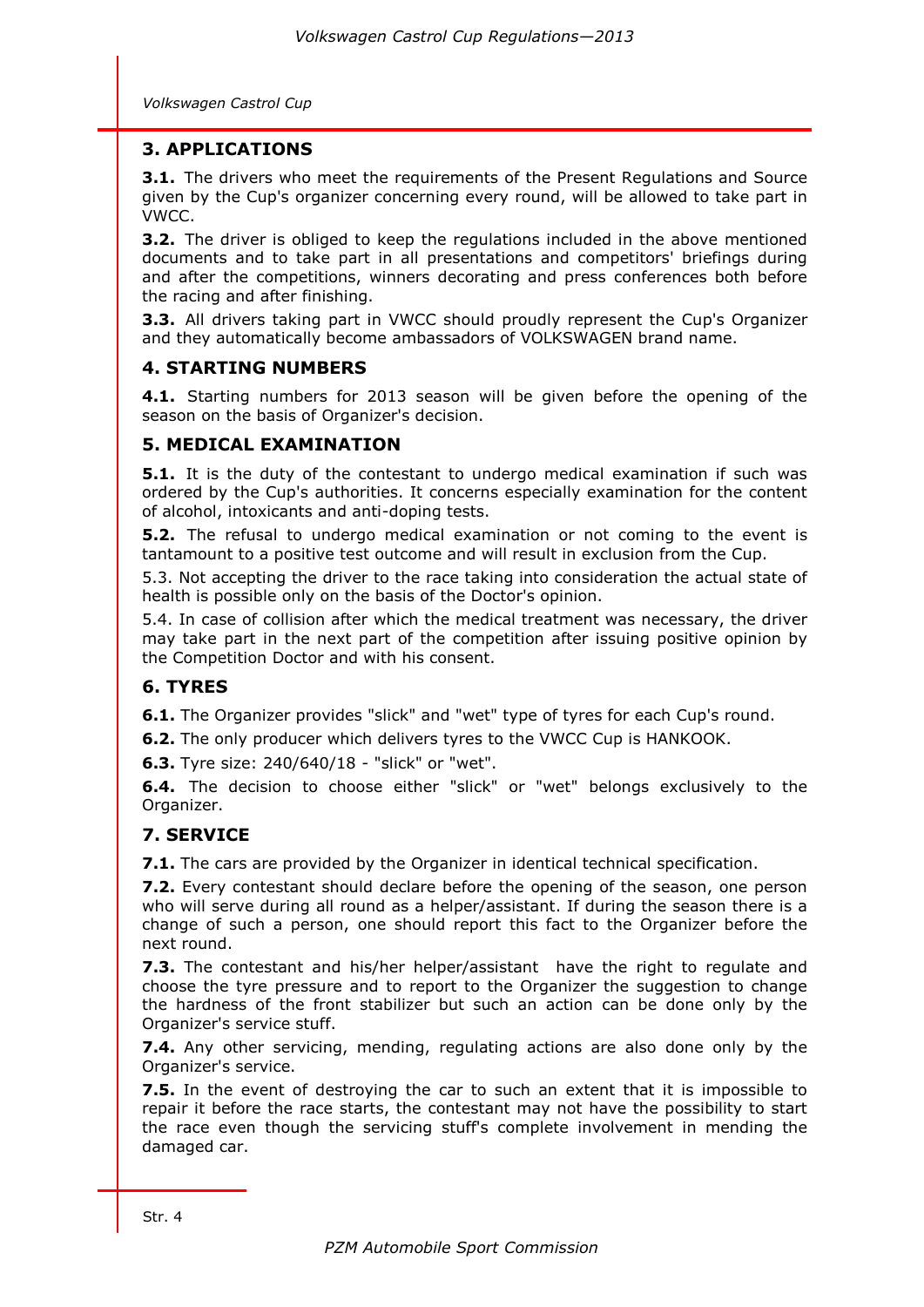## 3. APPLICATIONS

**3.1.** The drivers who meet the requirements of the Present Regulations and Source given by the Cup's organizer concerning every round, will be allowed to take part in VWCC.

**3.2.** The driver is obliged to keep the regulations included in the above mentioned documents and to take part in all presentations and competitors' briefings during and after the competitions, winners decorating and press conferences both before the racing and after finishing.

**3.3.** All drivers taking part in VWCC should proudly represent the Cup's Organizer and they automatically become ambassadors of VOLKSWAGEN brand name.

## 4. STARTING NUMBERS

**4.1.** Starting numbers for 2013 season will be given before the opening of the season on the basis of Organizer's decision.

## 5. MEDICAL EXAMINATION

**5.1.** It is the duty of the contestant to undergo medical examination if such was ordered by the Cup's authorities. It concerns especially examination for the content of alcohol, intoxicants and anti-doping tests.

**5.2.** The refusal to undergo medical examination or not coming to the event is tantamount to a positive test outcome and will result in exclusion from the Cup.

5.3. Not accepting the driver to the race taking into consideration the actual state of health is possible only on the basis of the Doctor's opinion.

5.4. In case of collision after which the medical treatment was necessary, the driver may take part in the next part of the competition after issuing positive opinion by the Competition Doctor and with his consent.

## 6. TYRES

**6.1.** The Organizer provides "slick" and "wet" type of tyres for each Cup's round.

**6.2.** The only producer which delivers tyres to the VWCC Cup is HANKOOK.

**6.3.** Tyre size: 240/640/18 - "slick" or "wet".

**6.4.** The decision to choose either "slick" or "wet" belongs exclusively to the Organizer.

## 7. SERVICE

**7.1.** The cars are provided by the Organizer in identical technical specification.

**7.2.** Every contestant should declare before the opening of the season, one person who will serve during all round as a helper/assistant. If during the season there is a change of such a person, one should report this fact to the Organizer before the next round.

**7.3.** The contestant and his/her helper/assistant have the right to regulate and choose the tyre pressure and to report to the Organizer the suggestion to change the hardness of the front stabilizer but such an action can be done only by the Organizer's service stuff.

**7.4.** Any other servicing, mending, regulating actions are also done only by the Organizer's service.

**7.5.** In the event of destroying the car to such an extent that it is impossible to repair it before the race starts, the contestant may not have the possibility to start the race even though the servicing stuff's complete involvement in mending the damaged car.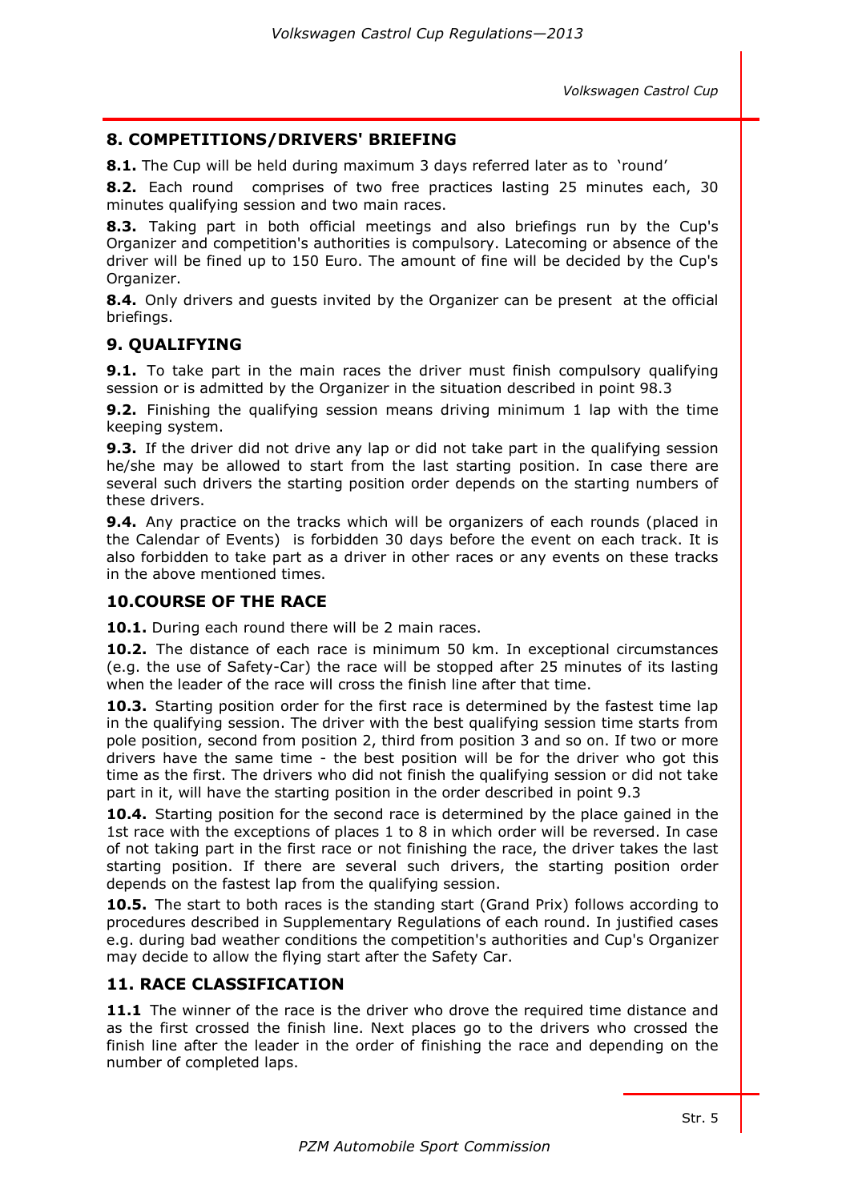## 8. COMPETITIONS/DRIVERS' BRIEFING

**8.1.** The Cup will be held during maximum 3 days referred later as to 'round'

**8.2.** Each round comprises of two free practices lasting 25 minutes each, 30 minutes qualifying session and two main races.

**8.3.** Taking part in both official meetings and also briefings run by the Cup's Organizer and competition's authorities is compulsory. Latecoming or absence of the driver will be fined up to 150 Euro. The amount of fine will be decided by the Cup's Organizer.

**8.4.** Only drivers and guests invited by the Organizer can be present at the official briefings.

## 9. QUALIFYING

**9.1.** To take part in the main races the driver must finish compulsory qualifying session or is admitted by the Organizer in the situation described in point 98.3

**9.2.** Finishing the qualifying session means driving minimum 1 lap with the time keeping system.

**9.3.** If the driver did not drive any lap or did not take part in the qualifying session he/she may be allowed to start from the last starting position. In case there are several such drivers the starting position order depends on the starting numbers of these drivers.

**9.4.** Any practice on the tracks which will be organizers of each rounds (placed in the Calendar of Events) is forbidden 30 days before the event on each track. It is also forbidden to take part as a driver in other races or any events on these tracks in the above mentioned times.

## 10.COURSE OF THE RACE

**10.1.** During each round there will be 2 main races.

**10.2.** The distance of each race is minimum 50 km. In exceptional circumstances (e.g. the use of Safety-Car) the race will be stopped after 25 minutes of its lasting when the leader of the race will cross the finish line after that time.

**10.3.** Starting position order for the first race is determined by the fastest time lap in the qualifying session. The driver with the best qualifying session time starts from pole position, second from position 2, third from position 3 and so on. If two or more drivers have the same time - the best position will be for the driver who got this time as the first. The drivers who did not finish the qualifying session or did not take part in it, will have the starting position in the order described in point 9.3

**10.4.** Starting position for the second race is determined by the place gained in the 1st race with the exceptions of places 1 to 8 in which order will be reversed. In case of not taking part in the first race or not finishing the race, the driver takes the last starting position. If there are several such drivers, the starting position order depends on the fastest lap from the qualifying session.

**10.5.** The start to both races is the standing start (Grand Prix) follows according to procedures described in Supplementary Regulations of each round. In justified cases e.g. during bad weather conditions the competition's authorities and Cup's Organizer may decide to allow the flying start after the Safety Car.

## 11. RACE CLASSIFICATION

**11.1** The winner of the race is the driver who drove the required time distance and as the first crossed the finish line. Next places go to the drivers who crossed the finish line after the leader in the order of finishing the race and depending on the number of completed laps.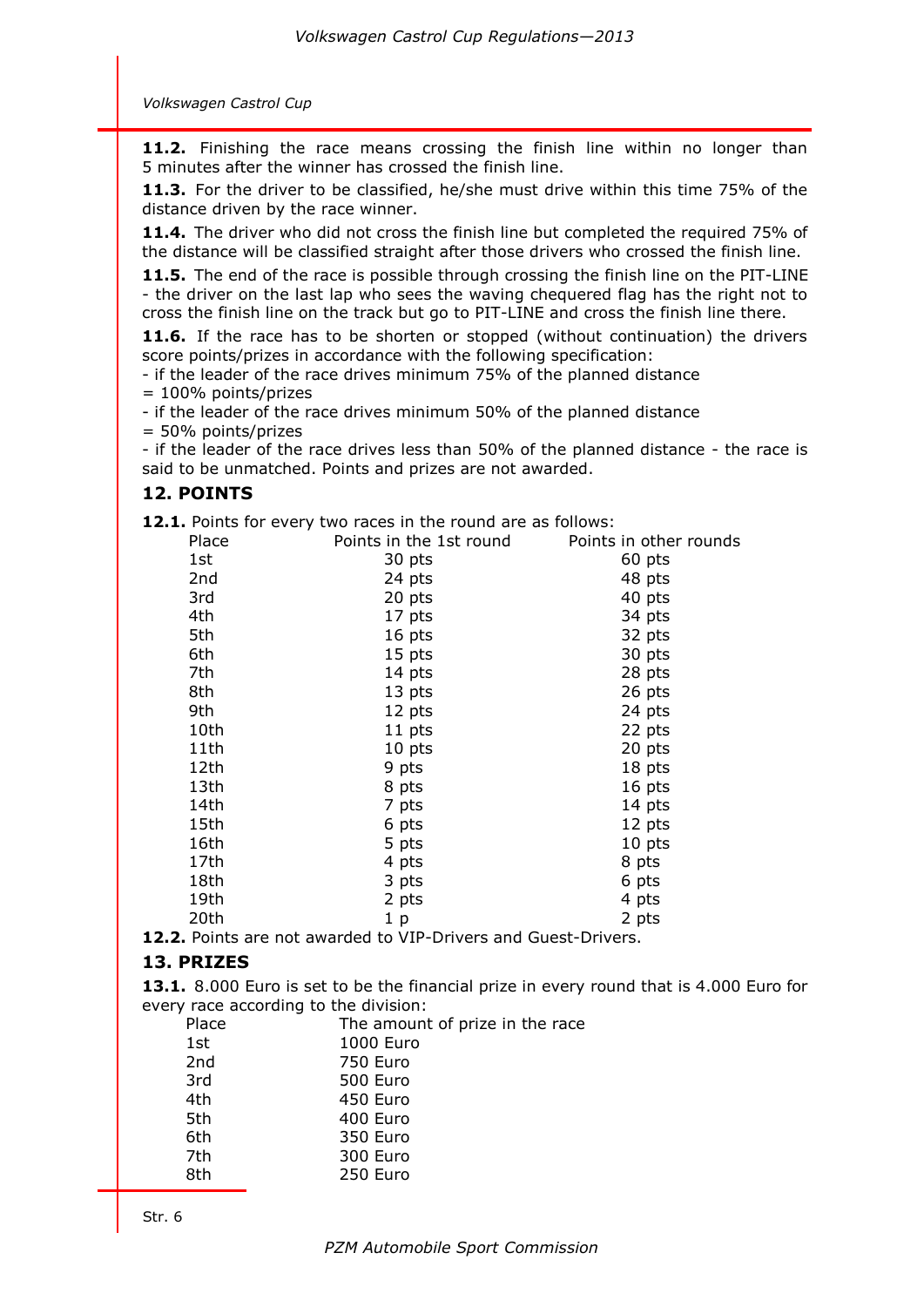**11.2.** Finishing the race means crossing the finish line within no longer than 5 minutes after the winner has crossed the finish line.

**11.3.** For the driver to be classified, he/she must drive within this time 75% of the distance driven by the race winner.

**11.4.** The driver who did not cross the finish line but completed the required 75% of the distance will be classified straight after those drivers who crossed the finish line.

**11.5.** The end of the race is possible through crossing the finish line on the PIT-LINE - the driver on the last lap who sees the waving chequered flag has the right not to cross the finish line on the track but go to PIT-LINE and cross the finish line there.

**11.6.** If the race has to be shorten or stopped (without continuation) the drivers score points/prizes in accordance with the following specification:
- if the leader of the race drives minimum 75% of the planned distance = 100% points/prizes
- if the leader of the race drives minimum 50% of the planned distance = 50% points/prizes
- if the leader of the race drives less than 50% of the planned distance - the race is said to be unmatched. Points and prizes are not awarded.

## 12. POINTS

**12.1.** Points for every two races in the round are as follows:

| Place | Points in the 1st round | Points in other rounds |
|---|---|---|
| 1st | 30 pts | 60 pts |
| 2nd | 24 pts | 48 pts |
| 3rd | 20 pts | 40 pts |
| 4th | 17 pts | 34 pts |
| 5th | 16 pts | 32 pts |
| 6th | 15 pts | 30 pts |
| 7th | 14 pts | 28 pts |
| 8th | 13 pts | 26 pts |
| 9th | 12 pts | 24 pts |
| 10th | 11 pts | 22 pts |
| 11th | 10 pts | 20 pts |
| 12th | 9 pts | 18 pts |
| 13th | 8 pts | 16 pts |
| 14th | 7 pts | 14 pts |
| 15th | 6 pts | 12 pts |
| 16th | 5 pts | 10 pts |
| 17th | 4 pts | 8 pts |
| 18th | 3 pts | 6 pts |
| 19th | 2 pts | 4 pts |
| 20th | 1 p | 2 pts |

**12.2.** Points are not awarded to VIP-Drivers and Guest-Drivers.

## 13. PRIZES

**13.1.** 8.000 Euro is set to be the financial prize in every round that is 4.000 Euro for every race according to the division:

| Place | The amount of prize in the race |
|---|---|
| 1st | 1000 Euro |
| 2nd | 750 Euro |
| 3rd | 500 Euro |
| 4th | 450 Euro |
| 5th | 400 Euro |
| 6th | 350 Euro |
| 7th | 300 Euro |
| 8th | 250 Euro |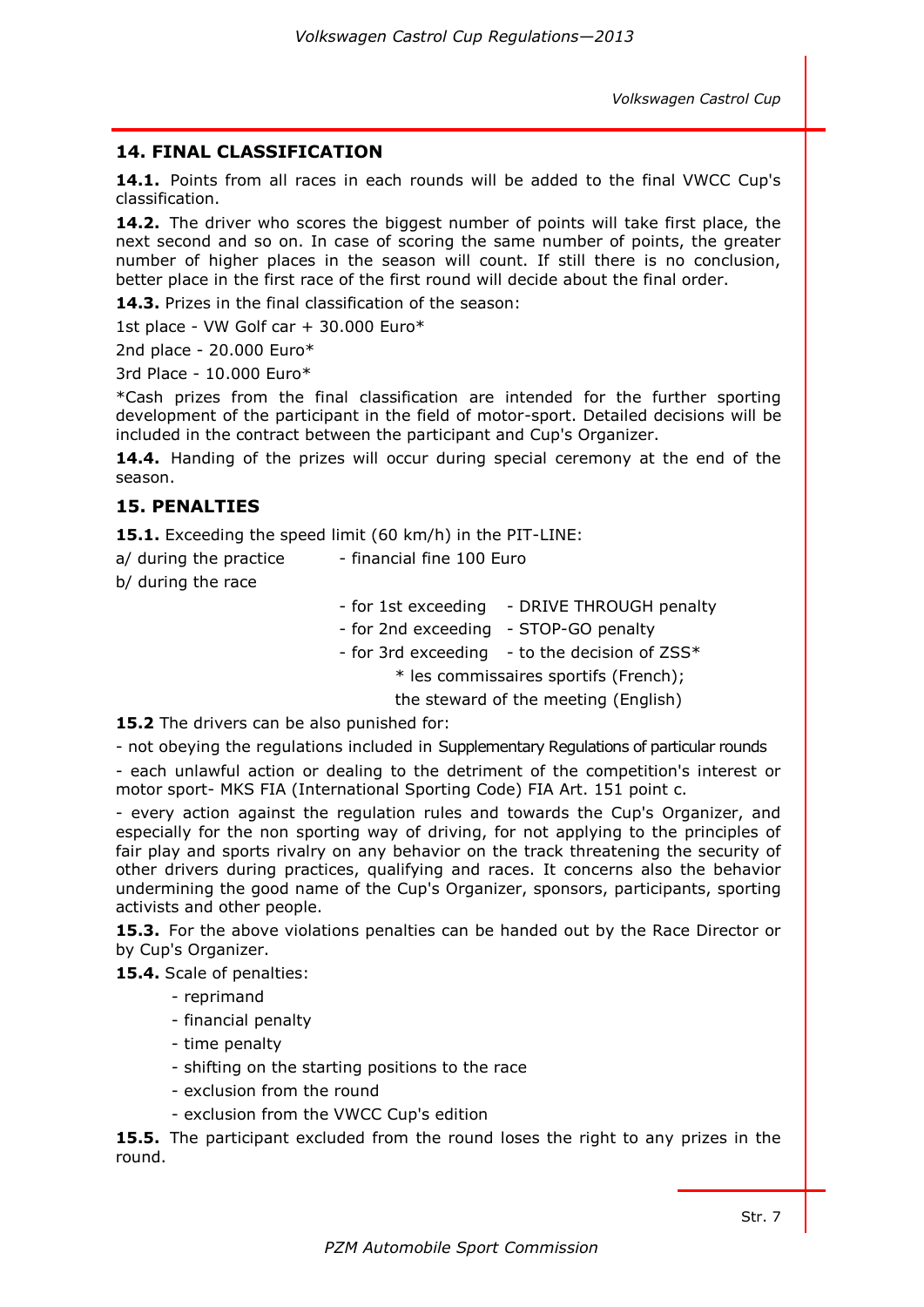## 14. FINAL CLASSIFICATION

**14.1.** Points from all races in each rounds will be added to the final VWCC Cup's classification.

**14.2.** The driver who scores the biggest number of points will take first place, the next second and so on. In case of scoring the same number of points, the greater number of higher places in the season will count. If still there is no conclusion, better place in the first race of the first round will decide about the final order.

**14.3.** Prizes in the final classification of the season:

1st place - VW Golf car + 30.000 Euro*

2nd place - 20.000 Euro*

3rd Place - 10.000 Euro*

*Cash prizes from the final classification are intended for the further sporting development of the participant in the field of motor-sport. Detailed decisions will be included in the contract between the participant and Cup's Organizer.

**14.4.** Handing of the prizes will occur during special ceremony at the end of the season.

## 15. PENALTIES

**15.1.** Exceeding the speed limit (60 km/h) in the PIT-LINE:

a/ during the practice - financial fine 100 Euro

b/ during the race

- for 1st exceeding - DRIVE THROUGH penalty
- for 2nd exceeding - STOP-GO penalty
- for 3rd exceeding - to the decision of ZSS*

\* les commissaires sportifs (French);
the steward of the meeting (English)

**15.2** The drivers can be also punished for:

- not obeying the regulations included in Supplementary Regulations of particular rounds
- each unlawful action or dealing to the detriment of the competition's interest or motor sport- MKS FIA (International Sporting Code) FIA Art. 151 point c.
- every action against the regulation rules and towards the Cup's Organizer, and especially for the non sporting way of driving, for not applying to the principles of fair play and sports rivalry on any behavior on the track threatening the security of other drivers during practices, qualifying and races. It concerns also the behavior undermining the good name of the Cup's Organizer, sponsors, participants, sporting activists and other people.

**15.3.** For the above violations penalties can be handed out by the Race Director or by Cup's Organizer.

**15.4.** Scale of penalties:

- reprimand
- financial penalty
- time penalty
- shifting on the starting positions to the race
- exclusion from the round
- exclusion from the VWCC Cup's edition

**15.5.** The participant excluded from the round loses the right to any prizes in the round.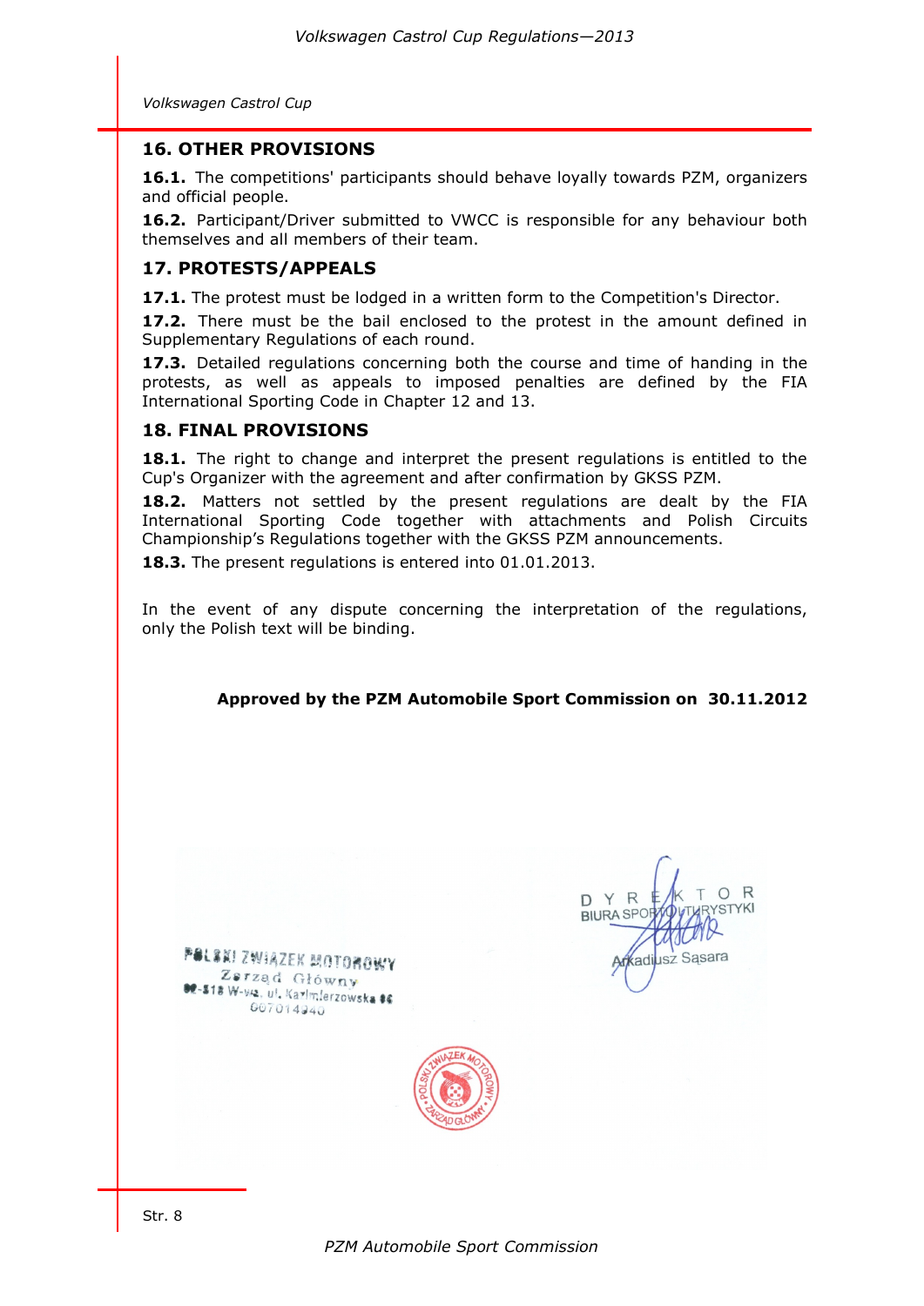## 16. OTHER PROVISIONS

**16.1.** The competitions' participants should behave loyally towards PZM, organizers and official people.

**16.2.** Participant/Driver submitted to VWCC is responsible for any behaviour both themselves and all members of their team.

## 17. PROTESTS/APPEALS

**17.1.** The protest must be lodged in a written form to the Competition's Director.

**17.2.** There must be the bail enclosed to the protest in the amount defined in Supplementary Regulations of each round.

**17.3.** Detailed regulations concerning both the course and time of handing in the protests, as well as appeals to imposed penalties are defined by the FIA International Sporting Code in Chapter 12 and 13.

## 18. FINAL PROVISIONS

**18.1.** The right to change and interpret the present regulations is entitled to the Cup's Organizer with the agreement and after confirmation by GKSS PZM.

**18.2.** Matters not settled by the present regulations are dealt by the FIA International Sporting Code together with attachments and Polish Circuits Championship's Regulations together with the GKSS PZM announcements.

**18.3.** The present regulations is entered into 01.01.2013.

In the event of any dispute concerning the interpretation of the regulations, only the Polish text will be binding.

**Approved by the PZM Automobile Sport Commission on 30.11.2012**

POLSKI ZWIĄZEK MOTOROWY
Zarząd Główny
00-518 W-wa, ul. Kazimierzowska 66
007014340

DYREKTOR
BIURA SPORTU I TURYSTYKI
Arkadiusz Sąsara